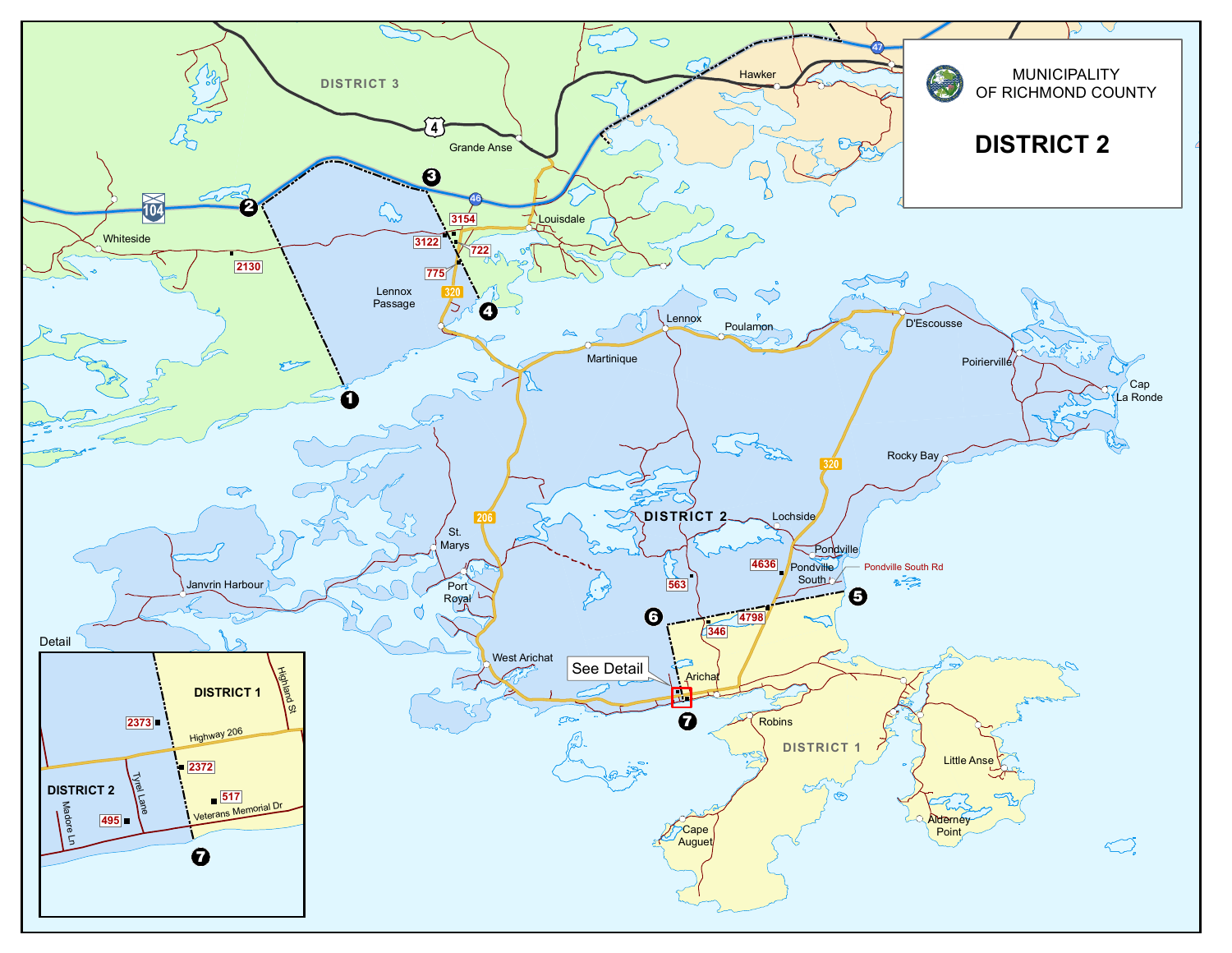# MUNICIPALITY OF RICHMOND COUNTY

## DISTRICT 2

DISTRICT 3

DISTRICT 2

DISTRICT 1

Hawker

Grande Anse

Louisdale

Whiteside

Lennox Passage

Martinique

Lennox

Poulamon

D'Escousse

Poirierville

Cap La Ronde

Rocky Bay

Lochside

Pondville

Pondville South

Pondville South Rd

St. Marys

Port Royal

Janvrin Harbour

West Arichat

Arichat

See Detail

Robins

Little Anse

Alderney Point

Cape Auguet

104, 4, 46, 47, 320, 206

3154, 3122, 722, 775, 2130, 4636, 563, 4798, 346

1, 2, 3, 4, 5, 6, 7

Detail

DISTRICT 1

DISTRICT 2

Highland St

Highway 206

Tyrel Lane

Madore Ln

Veterans Memorial Dr

2373, 2372, 517, 495

7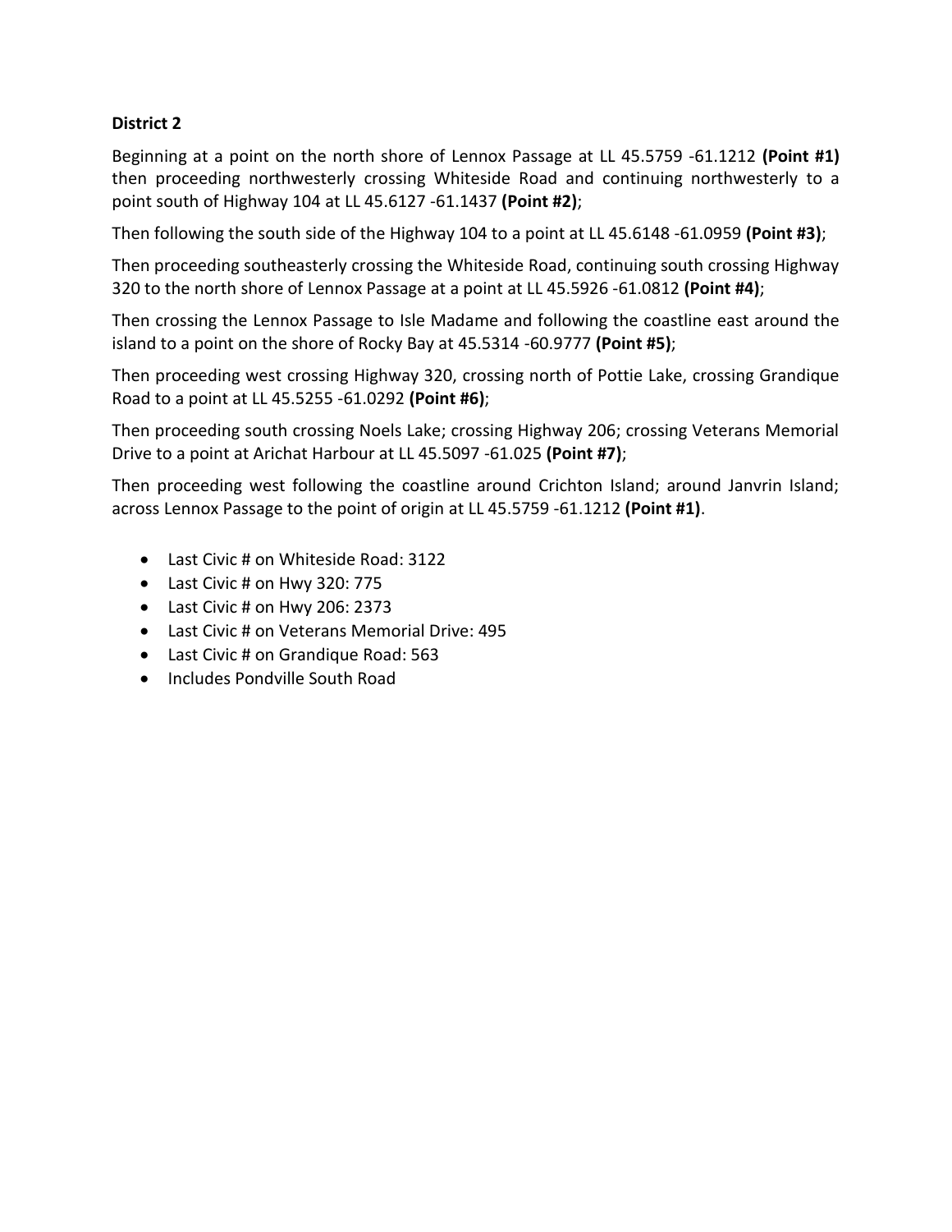**District 2**

Beginning at a point on the north shore of Lennox Passage at LL 45.5759 -61.1212 **(Point #1)** then proceeding northwesterly crossing Whiteside Road and continuing northwesterly to a point south of Highway 104 at LL 45.6127 -61.1437 **(Point #2)**;

Then following the south side of the Highway 104 to a point at LL 45.6148 -61.0959 **(Point #3)**;

Then proceeding southeasterly crossing the Whiteside Road, continuing south crossing Highway 320 to the north shore of Lennox Passage at a point at LL 45.5926 -61.0812 **(Point #4)**;

Then crossing the Lennox Passage to Isle Madame and following the coastline east around the island to a point on the shore of Rocky Bay at 45.5314 -60.9777 **(Point #5)**;

Then proceeding west crossing Highway 320, crossing north of Pottie Lake, crossing Grandique Road to a point at LL 45.5255 -61.0292 **(Point #6)**;

Then proceeding south crossing Noels Lake; crossing Highway 206; crossing Veterans Memorial Drive to a point at Arichat Harbour at LL 45.5097 -61.025 **(Point #7)**;

Then proceeding west following the coastline around Crichton Island; around Janvrin Island; across Lennox Passage to the point of origin at LL 45.5759 -61.1212 **(Point #1)**.

- Last Civic # on Whiteside Road: 3122
- Last Civic # on Hwy 320: 775
- Last Civic # on Hwy 206: 2373
- Last Civic # on Veterans Memorial Drive: 495
- Last Civic # on Grandique Road: 563
- Includes Pondville South Road